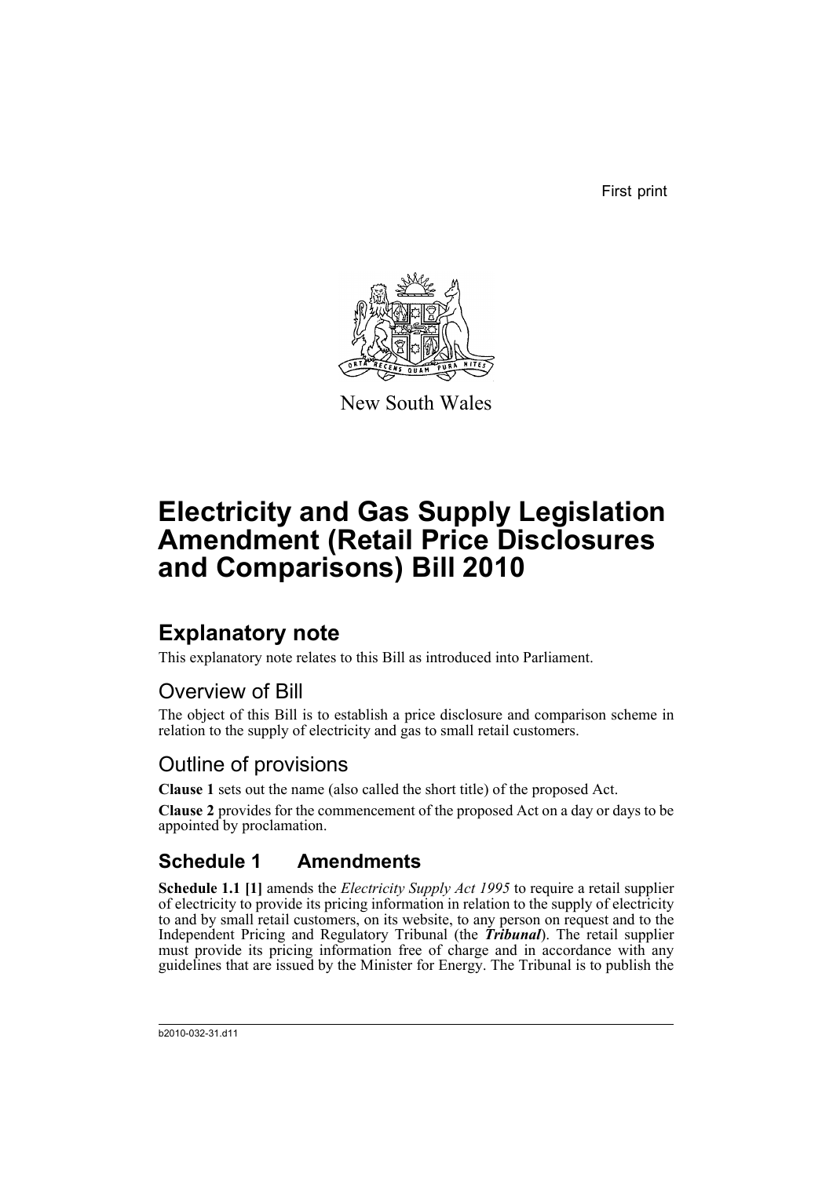First print

New South Wales

# Electricity and Gas Supply Legislation Amendment (Retail Price Disclosures and Comparisons) Bill 2010

## Explanatory note

This explanatory note relates to this Bill as introduced into Parliament.

### Overview of Bill

The object of this Bill is to establish a price disclosure and comparison scheme in relation to the supply of electricity and gas to small retail customers.

### Outline of provisions

**Clause 1** sets out the name (also called the short title) of the proposed Act.

**Clause 2** provides for the commencement of the proposed Act on a day or days to be appointed by proclamation.

## Schedule 1 Amendments

**Schedule 1.1 [1]** amends the *Electricity Supply Act 1995* to require a retail supplier of electricity to provide its pricing information in relation to the supply of electricity to and by small retail customers, on its website, to any person on request and to the Independent Pricing and Regulatory Tribunal (the ***Tribunal***). The retail supplier must provide its pricing information free of charge and in accordance with any guidelines that are issued by the Minister for Energy. The Tribunal is to publish the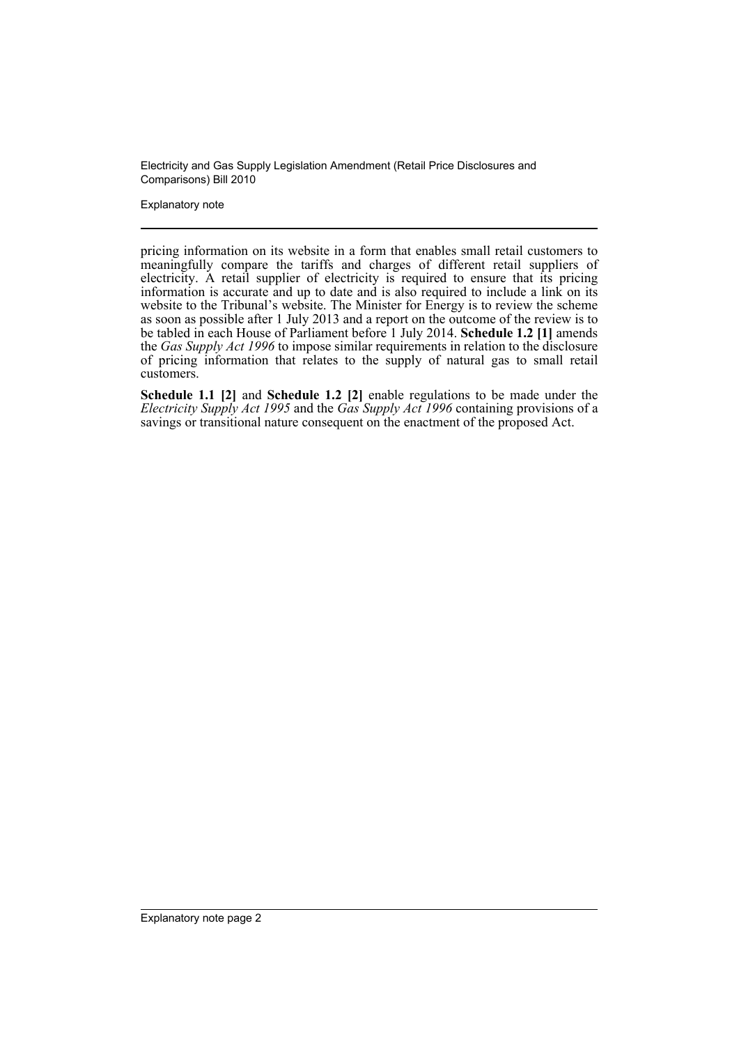pricing information on its website in a form that enables small retail customers to meaningfully compare the tariffs and charges of different retail suppliers of electricity. A retail supplier of electricity is required to ensure that its pricing information is accurate and up to date and is also required to include a link on its website to the Tribunal's website. The Minister for Energy is to review the scheme as soon as possible after 1 July 2013 and a report on the outcome of the review is to be tabled in each House of Parliament before 1 July 2014. **Schedule 1.2 [1]** amends the *Gas Supply Act 1996* to impose similar requirements in relation to the disclosure of pricing information that relates to the supply of natural gas to small retail customers.

**Schedule 1.1 [2]** and **Schedule 1.2 [2]** enable regulations to be made under the *Electricity Supply Act 1995* and the *Gas Supply Act 1996* containing provisions of a savings or transitional nature consequent on the enactment of the proposed Act.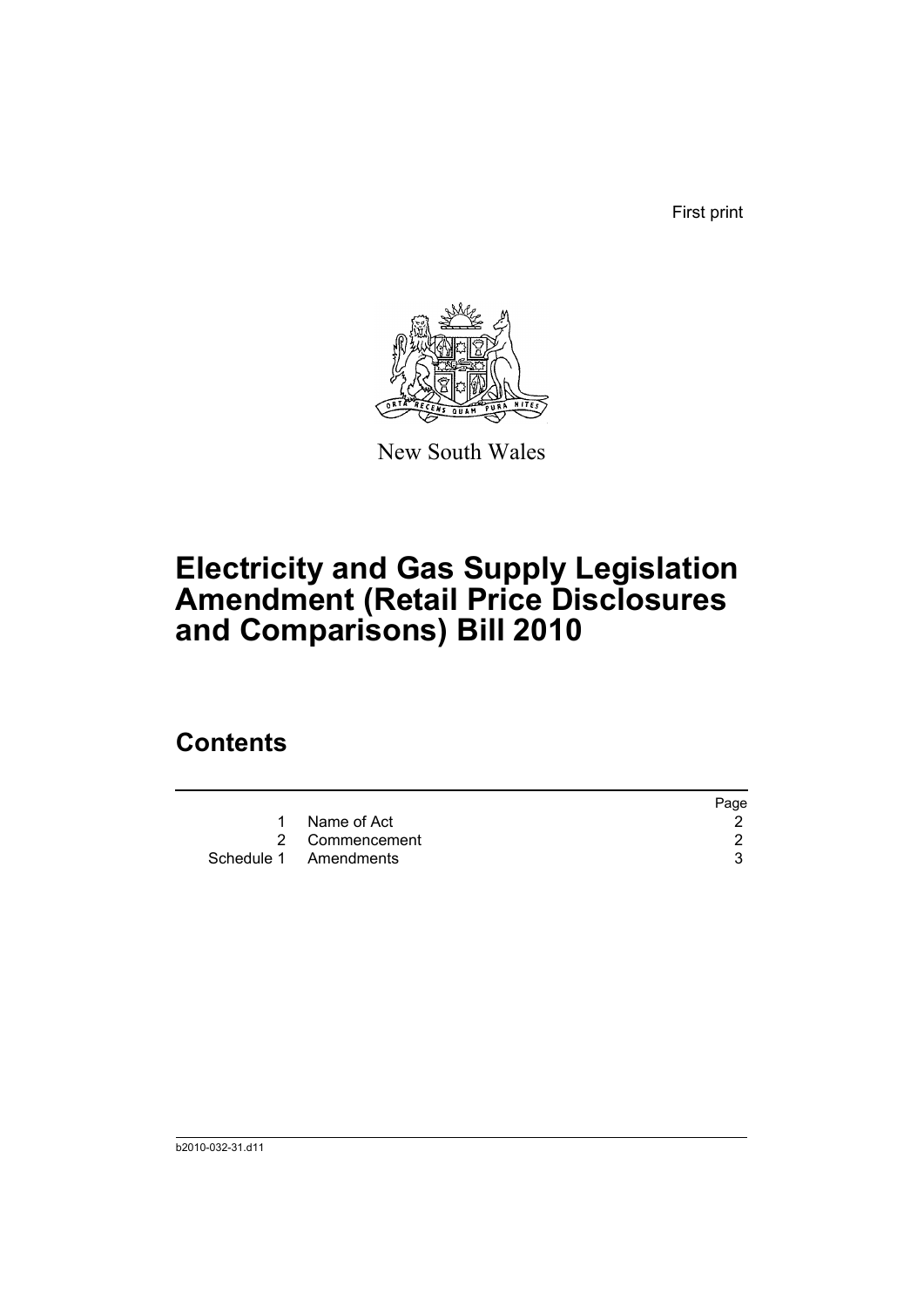First print

New South Wales

# Electricity and Gas Supply Legislation Amendment (Retail Price Disclosures and Comparisons) Bill 2010

## Contents

| | | Page |
|---|---|---|
| 1 | Name of Act | 2 |
| 2 | Commencement | 2 |
| Schedule 1 | Amendments | 3 |

b2010-032-31.d11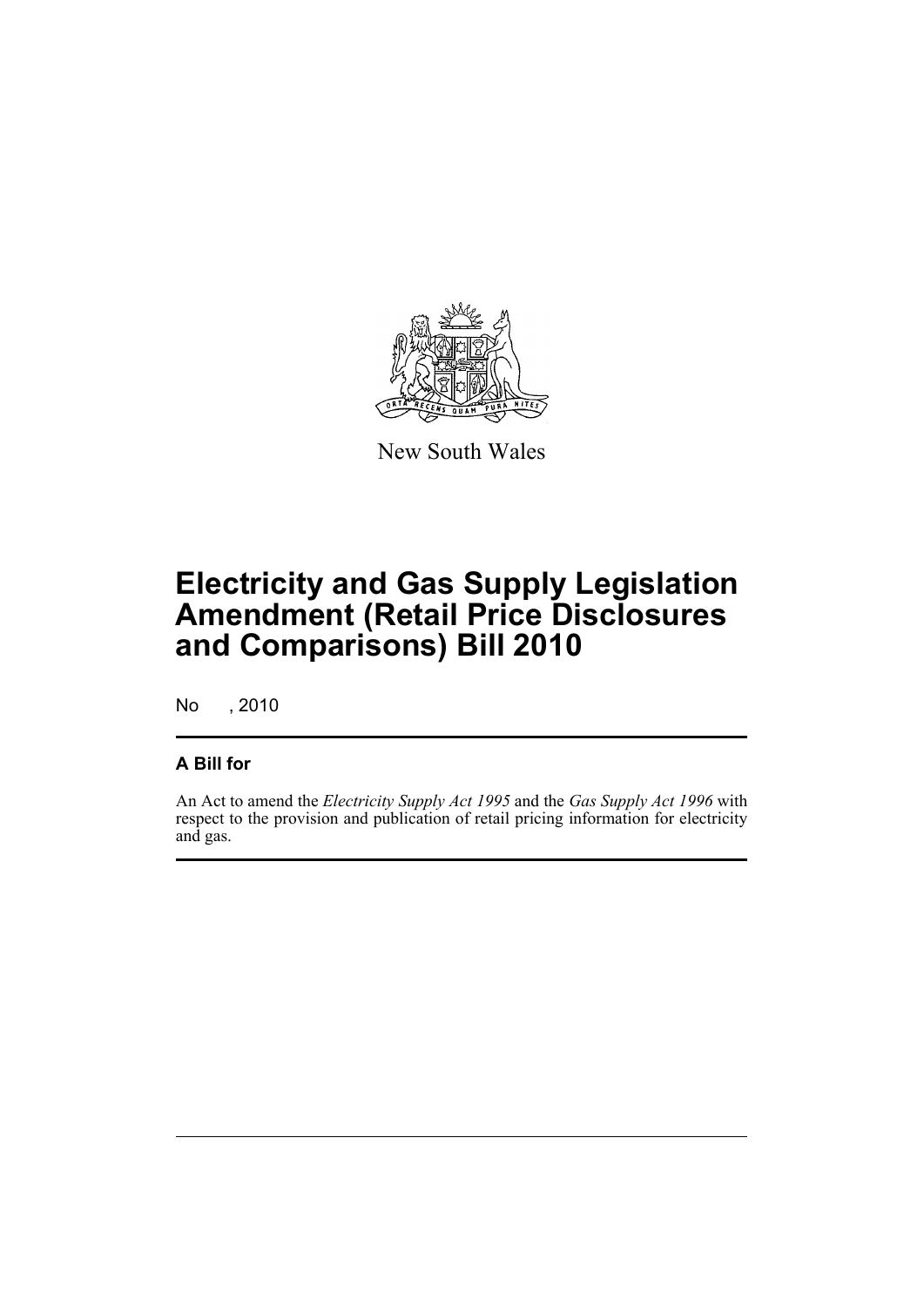New South Wales

# Electricity and Gas Supply Legislation Amendment (Retail Price Disclosures and Comparisons) Bill 2010

No , 2010

## A Bill for

An Act to amend the *Electricity Supply Act 1995* and the *Gas Supply Act 1996* with respect to the provision and publication of retail pricing information for electricity and gas.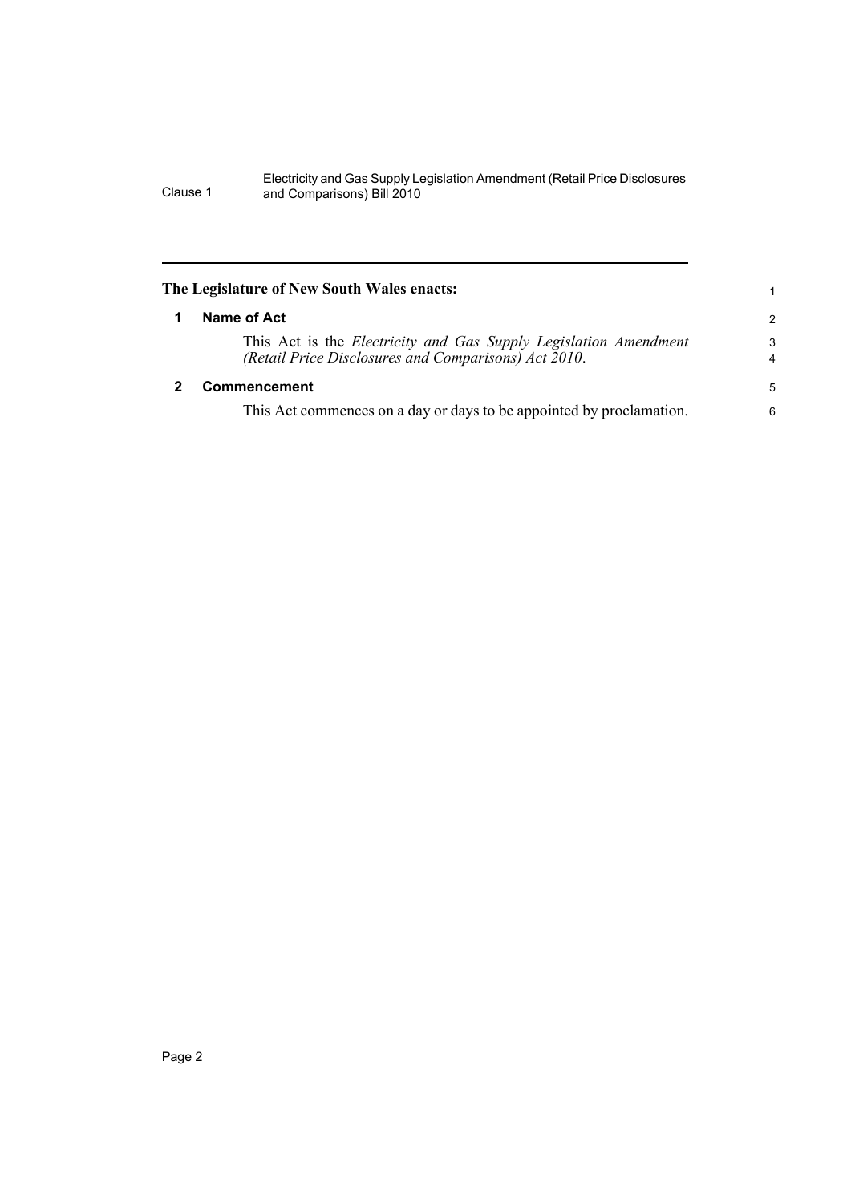**The Legislature of New South Wales enacts:**

## 1 Name of Act

This Act is the *Electricity and Gas Supply Legislation Amendment (Retail Price Disclosures and Comparisons) Act 2010*.

## 2 Commencement

This Act commences on a day or days to be appointed by proclamation.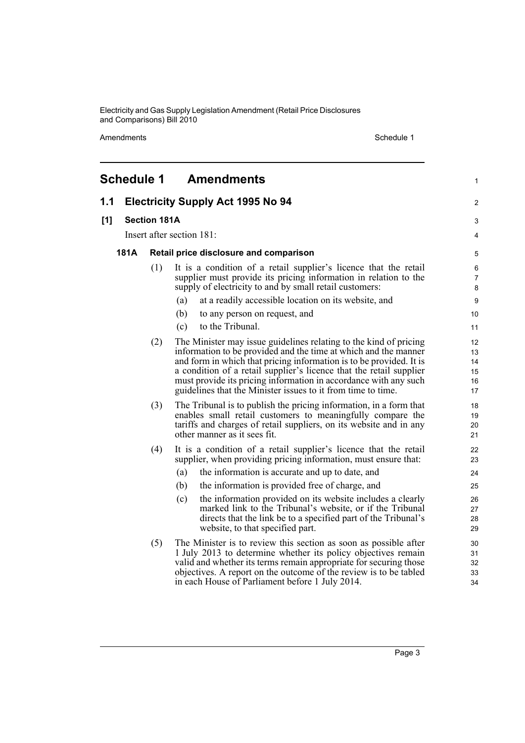# Schedule 1 Amendments

## 1.1 Electricity Supply Act 1995 No 94

### [1] Section 181A

Insert after section 181:

#### 181A Retail price disclosure and comparison

(1) It is a condition of a retail supplier's licence that the retail supplier must provide its pricing information in relation to the supply of electricity to and by small retail customers:

- (a) at a readily accessible location on its website, and
- (b) to any person on request, and
- (c) to the Tribunal.

(2) The Minister may issue guidelines relating to the kind of pricing information to be provided and the time at which and the manner and form in which that pricing information is to be provided. It is a condition of a retail supplier's licence that the retail supplier must provide its pricing information in accordance with any such guidelines that the Minister issues to it from time to time.

(3) The Tribunal is to publish the pricing information, in a form that enables small retail customers to meaningfully compare the tariffs and charges of retail suppliers, on its website and in any other manner as it sees fit.

(4) It is a condition of a retail supplier's licence that the retail supplier, when providing pricing information, must ensure that:

- (a) the information is accurate and up to date, and
- (b) the information is provided free of charge, and
- (c) the information provided on its website includes a clearly marked link to the Tribunal's website, or if the Tribunal directs that the link be to a specified part of the Tribunal's website, to that specified part.

(5) The Minister is to review this section as soon as possible after 1 July 2013 to determine whether its policy objectives remain valid and whether its terms remain appropriate for securing those objectives. A report on the outcome of the review is to be tabled in each House of Parliament before 1 July 2014.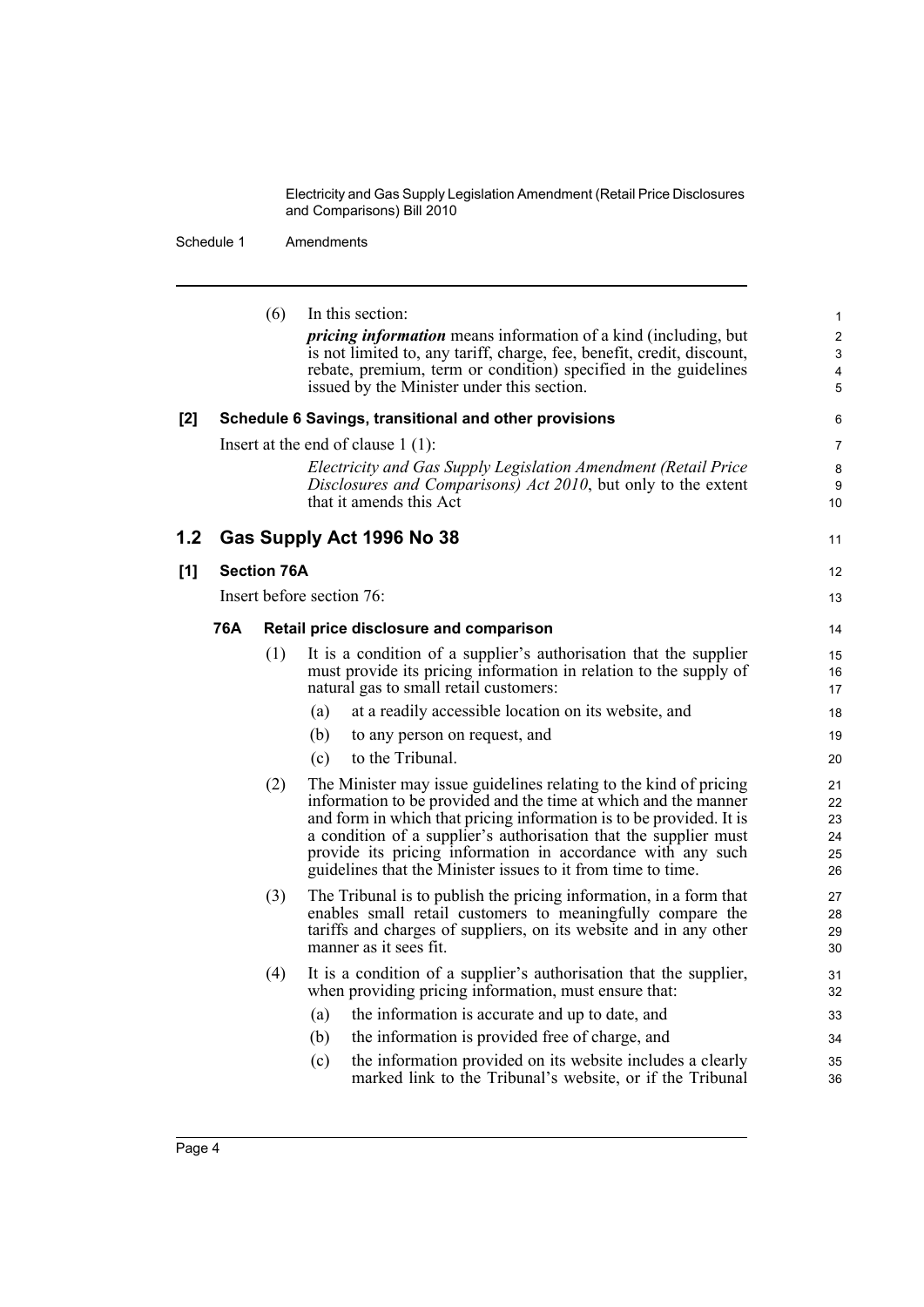(6) In this section:

*pricing information* means information of a kind (including, but is not limited to, any tariff, charge, fee, benefit, credit, discount, rebate, premium, term or condition) specified in the guidelines issued by the Minister under this section.

**[2] Schedule 6 Savings, transitional and other provisions**

Insert at the end of clause 1 (1):

*Electricity and Gas Supply Legislation Amendment (Retail Price Disclosures and Comparisons) Act 2010*, but only to the extent that it amends this Act

## 1.2 Gas Supply Act 1996 No 38

**[1] Section 76A**

Insert before section 76:

### 76A Retail price disclosure and comparison

(1) It is a condition of a supplier's authorisation that the supplier must provide its pricing information in relation to the supply of natural gas to small retail customers:

- (a) at a readily accessible location on its website, and
- (b) to any person on request, and
- (c) to the Tribunal.

(2) The Minister may issue guidelines relating to the kind of pricing information to be provided and the time at which and the manner and form in which that pricing information is to be provided. It is a condition of a supplier's authorisation that the supplier must provide its pricing information in accordance with any such guidelines that the Minister issues to it from time to time.

(3) The Tribunal is to publish the pricing information, in a form that enables small retail customers to meaningfully compare the tariffs and charges of suppliers, on its website and in any other manner as it sees fit.

(4) It is a condition of a supplier's authorisation that the supplier, when providing pricing information, must ensure that:

- (a) the information is accurate and up to date, and
- (b) the information is provided free of charge, and
- (c) the information provided on its website includes a clearly marked link to the Tribunal's website, or if the Tribunal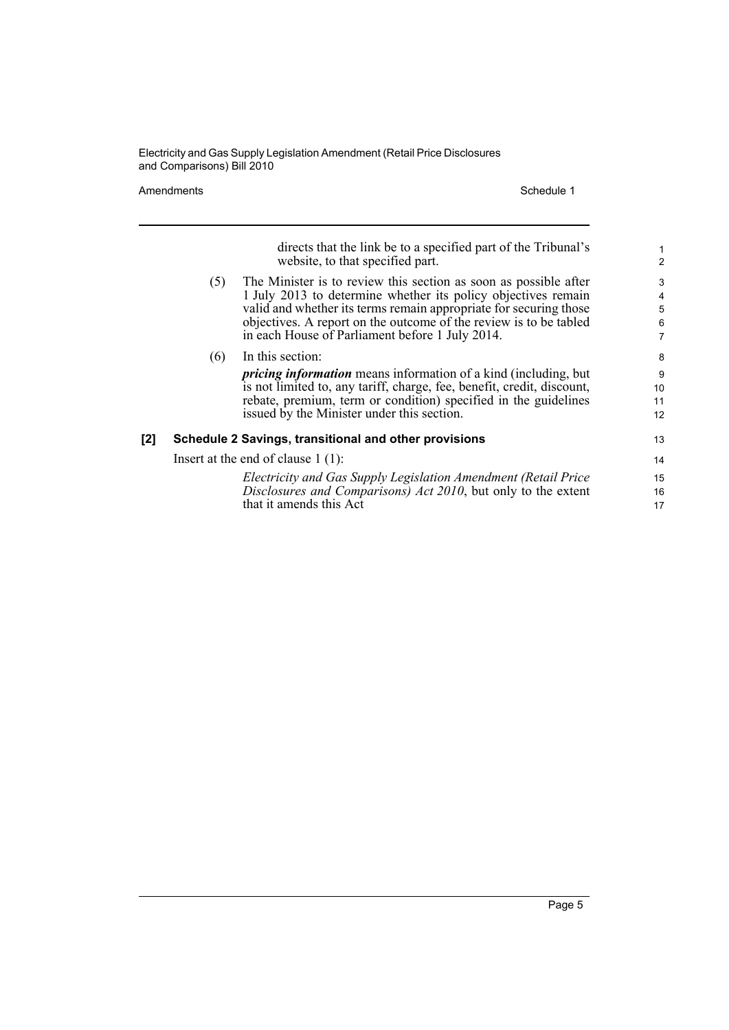directs that the link be to a specified part of the Tribunal's website, to that specified part.

(5) The Minister is to review this section as soon as possible after 1 July 2013 to determine whether its policy objectives remain valid and whether its terms remain appropriate for securing those objectives. A report on the outcome of the review is to be tabled in each House of Parliament before 1 July 2014.

(6) In this section:

***pricing information*** means information of a kind (including, but is not limited to, any tariff, charge, fee, benefit, credit, discount, rebate, premium, term or condition) specified in the guidelines issued by the Minister under this section.

**[2] Schedule 2 Savings, transitional and other provisions**

Insert at the end of clause 1 (1):

*Electricity and Gas Supply Legislation Amendment (Retail Price Disclosures and Comparisons) Act 2010*, but only to the extent that it amends this Act